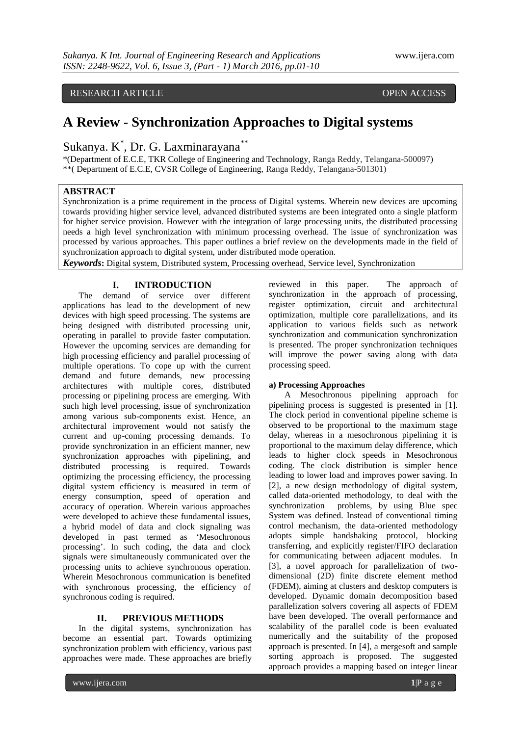RESEARCH ARTICLE OPEN ACCESS

# A Review - Synchronization Approaches to Digital systems

Sukanya. K[*], Dr. G. Laxminarayana[**]

*(Department of E.C.E, TKR College of Engineering and Technology, Ranga Reddy, Telangana-500097)
**( Department of E.C.E, CVSR College of Engineering, Ranga Reddy, Telangana-501301)

## ABSTRACT

Synchronization is a prime requirement in the process of Digital systems. Wherein new devices are upcoming towards providing higher service level, advanced distributed systems are been integrated onto a single platform for higher service provision. However with the integration of large processing units, the distributed processing needs a high level synchronization with minimum processing overhead. The issue of synchronization was processed by various approaches. This paper outlines a brief review on the developments made in the field of synchronization approach to digital system, under distributed mode operation.

***Keywords*:** Digital system, Distributed system, Processing overhead, Service level, Synchronization

## I. INTRODUCTION

The demand of service over different applications has lead to the development of new devices with high speed processing. The systems are being designed with distributed processing unit, operating in parallel to provide faster computation. However the upcoming services are demanding for high processing efficiency and parallel processing of multiple operations. To cope up with the current demand and future demands, new processing architectures with multiple cores, distributed processing or pipelining process are emerging. With such high level processing, issue of synchronization among various sub-components exist. Hence, an architectural improvement would not satisfy the current and up-coming processing demands. To provide synchronization in an efficient manner, new synchronization approaches with pipelining, and distributed processing is required. Towards optimizing the processing efficiency, the processing digital system efficiency is measured in term of energy consumption, speed of operation and accuracy of operation. Wherein various approaches were developed to achieve these fundamental issues, a hybrid model of data and clock signaling was developed in past termed as 'Mesochronous processing'. In such coding, the data and clock signals were simultaneously communicated over the processing units to achieve synchronous operation. Wherein Mesochronous communication is benefited with synchronous processing, the efficiency of synchronous coding is required.

## II. PREVIOUS METHODS

In the digital systems, synchronization has become an essential part. Towards optimizing synchronization problem with efficiency, various past approaches were made. These approaches are briefly reviewed in this paper. The approach of synchronization in the approach of processing, register optimization, circuit and architectural optimization, multiple core parallelizations, and its application to various fields such as network synchronization and communication synchronization is presented. The proper synchronization techniques will improve the power saving along with data processing speed.

### a) Processing Approaches

A Mesochronous pipelining approach for pipelining process is suggested is presented in [1]. The clock period in conventional pipeline scheme is observed to be proportional to the maximum stage delay, whereas in a mesochronous pipelining it is proportional to the maximum delay difference, which leads to higher clock speeds in Mesochronous coding. The clock distribution is simpler hence leading to lower load and improves power saving. In [2], a new design methodology of digital system, called data-oriented methodology, to deal with the synchronization problems, by using Blue spec System was defined. Instead of conventional timing control mechanism, the data-oriented methodology adopts simple handshaking protocol, blocking transferring, and explicitly register/FIFO declaration for communicating between adjacent modules. In [3], a novel approach for parallelization of two-dimensional (2D) finite discrete element method (FDEM), aiming at clusters and desktop computers is developed. Dynamic domain decomposition based parallelization solvers covering all aspects of FDEM have been developed. The overall performance and scalability of the parallel code is been evaluated numerically and the suitability of the proposed approach is presented. In [4], a mergesoft and sample sorting approach is proposed. The suggested approach provides a mapping based on integer linear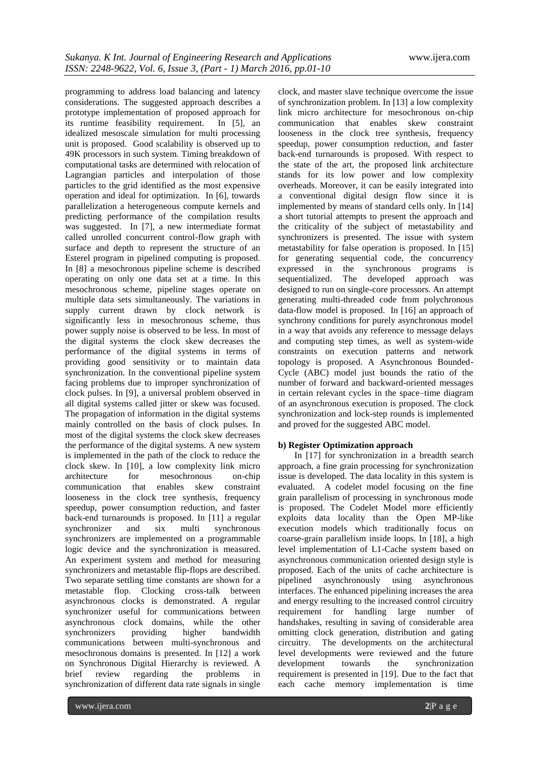programming to address load balancing and latency considerations. The suggested approach describes a prototype implementation of proposed approach for its runtime feasibility requirement. In [5], an idealized mesoscale simulation for multi processing unit is proposed. Good scalability is observed up to 49K processors in such system. Timing breakdown of computational tasks are determined with relocation of Lagrangian particles and interpolation of those particles to the grid identified as the most expensive operation and ideal for optimization. In [6], towards parallelization a heterogeneous compute kernels and predicting performance of the compilation results was suggested. In [7], a new intermediate format called unrolled concurrent control-flow graph with surface and depth to represent the structure of an Esterel program in pipelined computing is proposed. In [8] a mesochronous pipeline scheme is described operating on only one data set at a time. In this mesochronous scheme, pipeline stages operate on multiple data sets simultaneously. The variations in supply current drawn by clock network is significantly less in mesochronous scheme, thus power supply noise is observed to be less. In most of the digital systems the clock skew decreases the performance of the digital systems in terms of providing good sensitivity or to maintain data synchronization. In the conventional pipeline system facing problems due to improper synchronization of clock pulses. In [9], a universal problem observed in all digital systems called jitter or skew was focused. The propagation of information in the digital systems mainly controlled on the basis of clock pulses. In most of the digital systems the clock skew decreases the performance of the digital systems. A new system is implemented in the path of the clock to reduce the clock skew. In [10], a low complexity link micro architecture for mesochronous on-chip communication that enables skew constraint looseness in the clock tree synthesis, frequency speedup, power consumption reduction, and faster back-end turnarounds is proposed. In [11] a regular synchronizer and six multi synchronous synchronizers are implemented on a programmable logic device and the synchronization is measured. An experiment system and method for measuring synchronizers and metastable flip-flops are described. Two separate settling time constants are shown for a metastable flop. Clocking cross-talk between asynchronous clocks is demonstrated. A regular synchronizer useful for communications between asynchronous clock domains, while the other synchronizers providing higher bandwidth communications between multi-synchronous and mesochronous domains is presented. In [12] a work on Synchronous Digital Hierarchy is reviewed. A brief review regarding the problems in synchronization of different data rate signals in single clock, and master slave technique overcome the issue of synchronization problem. In [13] a low complexity link micro architecture for mesochronous on-chip communication that enables skew constraint looseness in the clock tree synthesis, frequency speedup, power consumption reduction, and faster back-end turnarounds is proposed. With respect to the state of the art, the proposed link architecture stands for its low power and low complexity overheads. Moreover, it can be easily integrated into a conventional digital design flow since it is implemented by means of standard cells only. In [14] a short tutorial attempts to present the approach and the criticality of the subject of metastability and synchronizers is presented. The issue with system metastability for false operation is proposed. In [15] for generating sequential code, the concurrency expressed in the synchronous programs is sequentialized. The developed approach was designed to run on single-core processors. An attempt generating multi-threaded code from polychronous data-flow model is proposed. In [16] an approach of synchrony conditions for purely asynchronous model in a way that avoids any reference to message delays and computing step times, as well as system-wide constraints on execution patterns and network topology is proposed. A Asynchronous Bounded-Cycle (ABC) model just bounds the ratio of the number of forward and backward-oriented messages in certain relevant cycles in the space–time diagram of an asynchronous execution is proposed. The clock synchronization and lock-step rounds is implemented and proved for the suggested ABC model.

**b) Register Optimization approach**

In [17] for synchronization in a breadth search approach, a fine grain processing for synchronization issue is developed. The data locality in this system is evaluated. A codelet model focusing on the fine grain parallelism of processing in synchronous mode is proposed. The Codelet Model more efficiently exploits data locality than the Open MP-like execution models which traditionally focus on coarse-grain parallelism inside loops. In [18], a high level implementation of L1-Cache system based on asynchronous communication oriented design style is proposed. Each of the units of cache architecture is pipelined asynchronously using asynchronous interfaces. The enhanced pipelining increases the area and energy resulting to the increased control circuitry requirement for handling large number of handshakes, resulting in saving of considerable area omitting clock generation, distribution and gating circuitry. The developments on the architectural level developments were reviewed and the future development towards the synchronization requirement is presented in [19]. Due to the fact that each cache memory implementation is time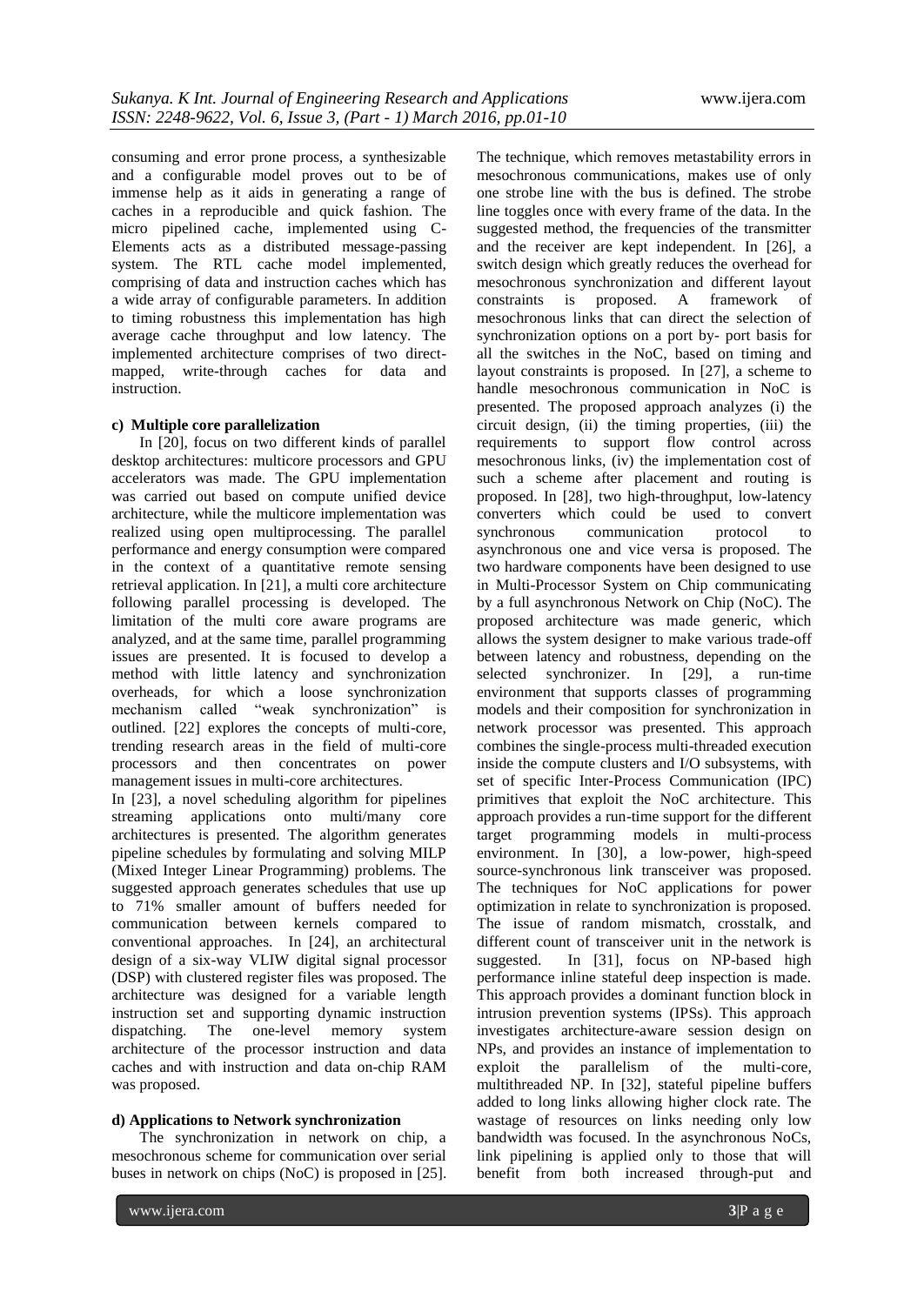consuming and error prone process, a synthesizable and a configurable model proves out to be of immense help as it aids in generating a range of caches in a reproducible and quick fashion. The micro pipelined cache, implemented using C-Elements acts as a distributed message-passing system. The RTL cache model implemented, comprising of data and instruction caches which has a wide array of configurable parameters. In addition to timing robustness this implementation has high average cache throughput and low latency. The implemented architecture comprises of two direct-mapped, write-through caches for data and instruction.

### c) Multiple core parallelization

In [20], focus on two different kinds of parallel desktop architectures: multicore processors and GPU accelerators was made. The GPU implementation was carried out based on compute unified device architecture, while the multicore implementation was realized using open multiprocessing. The parallel performance and energy consumption were compared in the context of a quantitative remote sensing retrieval application. In [21], a multi core architecture following parallel processing is developed. The limitation of the multi core aware programs are analyzed, and at the same time, parallel programming issues are presented. It is focused to develop a method with little latency and synchronization overheads, for which a loose synchronization mechanism called "weak synchronization" is outlined. [22] explores the concepts of multi-core, trending research areas in the field of multi-core processors and then concentrates on power management issues in multi-core architectures.

In [23], a novel scheduling algorithm for pipelines streaming applications onto multi/many core architectures is presented. The algorithm generates pipeline schedules by formulating and solving MILP (Mixed Integer Linear Programming) problems. The suggested approach generates schedules that use up to 71% smaller amount of buffers needed for communication between kernels compared to conventional approaches. In [24], an architectural design of a six-way VLIW digital signal processor (DSP) with clustered register files was proposed. The architecture was designed for a variable length instruction set and supporting dynamic instruction dispatching. The one-level memory system architecture of the processor instruction and data caches and with instruction and data on-chip RAM was proposed.

### d) Applications to Network synchronization

The synchronization in network on chip, a mesochronous scheme for communication over serial buses in network on chips (NoC) is proposed in [25]. The technique, which removes metastability errors in mesochronous communications, makes use of only one strobe line with the bus is defined. The strobe line toggles once with every frame of the data. In the suggested method, the frequencies of the transmitter and the receiver are kept independent. In [26], a switch design which greatly reduces the overhead for mesochronous synchronization and different layout constraints is proposed. A framework of mesochronous links that can direct the selection of synchronization options on a port by- port basis for all the switches in the NoC, based on timing and layout constraints is proposed. In [27], a scheme to handle mesochronous communication in NoC is presented. The proposed approach analyzes (i) the circuit design, (ii) the timing properties, (iii) the requirements to support flow control across mesochronous links, (iv) the implementation cost of such a scheme after placement and routing is proposed. In [28], two high-throughput, low-latency converters which could be used to convert synchronous communication protocol to asynchronous one and vice versa is proposed. The two hardware components have been designed to use in Multi-Processor System on Chip communicating by a full asynchronous Network on Chip (NoC). The proposed architecture was made generic, which allows the system designer to make various trade-off between latency and robustness, depending on the selected synchronizer. In [29], a run-time environment that supports classes of programming models and their composition for synchronization in network processor was presented. This approach combines the single-process multi-threaded execution inside the compute clusters and I/O subsystems, with set of specific Inter-Process Communication (IPC) primitives that exploit the NoC architecture. This approach provides a run-time support for the different target programming models in multi-process environment. In [30], a low-power, high-speed source-synchronous link transceiver was proposed. The techniques for NoC applications for power optimization in relate to synchronization is proposed. The issue of random mismatch, crosstalk, and different count of transceiver unit in the network is suggested. In [31], focus on NP-based high performance inline stateful deep inspection is made. This approach provides a dominant function block in intrusion prevention systems (IPSs). This approach investigates architecture-aware session design on NPs, and provides an instance of implementation to exploit the parallelism of the multi-core, multithreaded NP. In [32], stateful pipeline buffers added to long links allowing higher clock rate. The wastage of resources on links needing only low bandwidth was focused. In the asynchronous NoCs, link pipelining is applied only to those that will benefit from both increased through-put and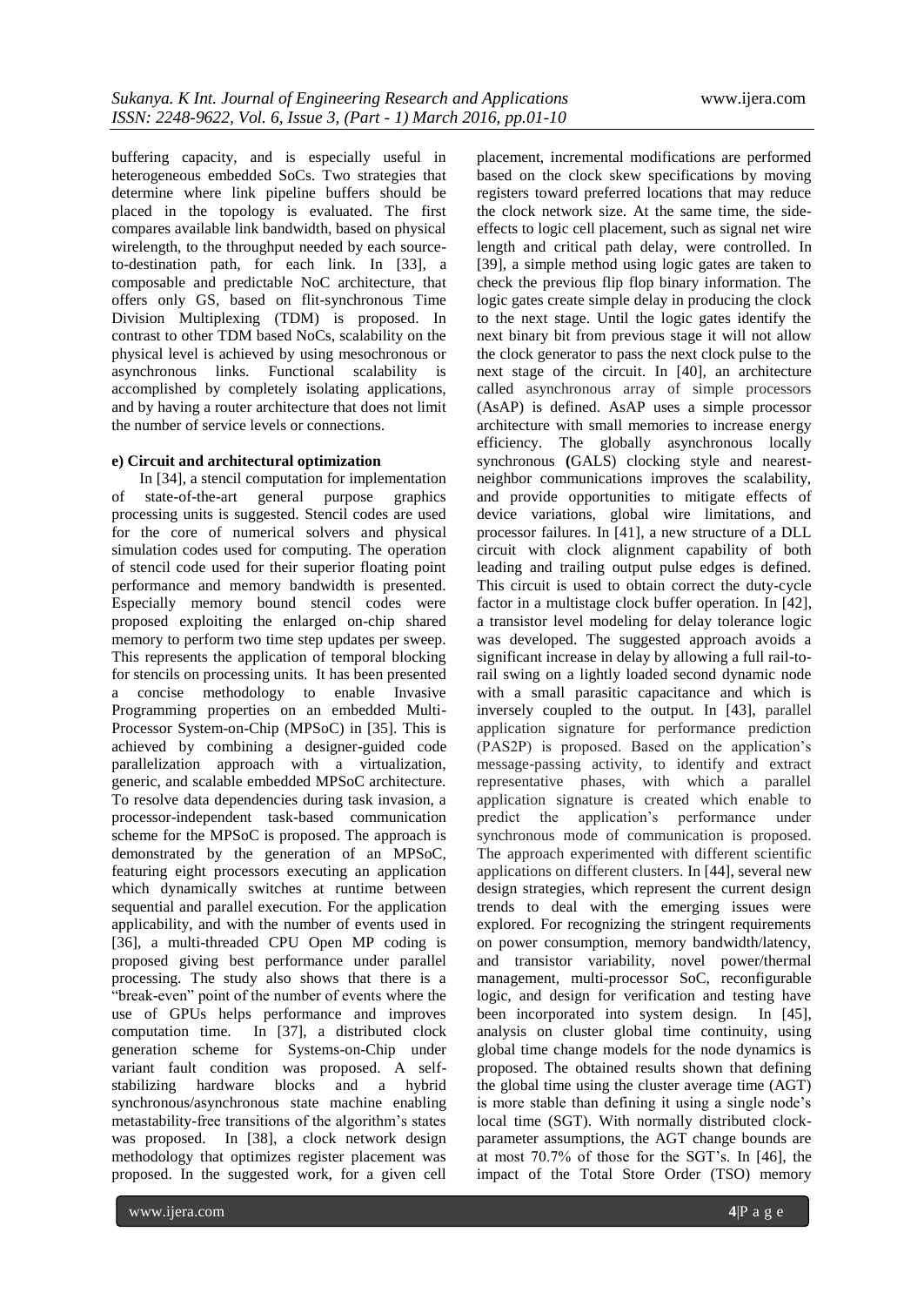buffering capacity, and is especially useful in heterogeneous embedded SoCs. Two strategies that determine where link pipeline buffers should be placed in the topology is evaluated. The first compares available link bandwidth, based on physical wirelength, to the throughput needed by each source-to-destination path, for each link. In [33], a composable and predictable NoC architecture, that offers only GS, based on flit-synchronous Time Division Multiplexing (TDM) is proposed. In contrast to other TDM based NoCs, scalability on the physical level is achieved by using mesochronous or asynchronous links. Functional scalability is accomplished by completely isolating applications, and by having a router architecture that does not limit the number of service levels or connections.

**e) Circuit and architectural optimization**

In [34], a stencil computation for implementation of state-of-the-art general purpose graphics processing units is suggested. Stencil codes are used for the core of numerical solvers and physical simulation codes used for computing. The operation of stencil code used for their superior floating point performance and memory bandwidth is presented. Especially memory bound stencil codes were proposed exploiting the enlarged on-chip shared memory to perform two time step updates per sweep. This represents the application of temporal blocking for stencils on processing units. It has been presented a concise methodology to enable Invasive Programming properties on an embedded Multi-Processor System-on-Chip (MPSoC) in [35]. This is achieved by combining a designer-guided code parallelization approach with a virtualization, generic, and scalable embedded MPSoC architecture. To resolve data dependencies during task invasion, a processor-independent task-based communication scheme for the MPSoC is proposed. The approach is demonstrated by the generation of an MPSoC, featuring eight processors executing an application which dynamically switches at runtime between sequential and parallel execution. For the application applicability, and with the number of events used in [36], a multi-threaded CPU Open MP coding is proposed giving best performance under parallel processing. The study also shows that there is a "break-even" point of the number of events where the use of GPUs helps performance and improves computation time. In [37], a distributed clock generation scheme for Systems-on-Chip under variant fault condition was proposed. A self-stabilizing hardware blocks and a hybrid synchronous/asynchronous state machine enabling metastability-free transitions of the algorithm's states was proposed. In [38], a clock network design methodology that optimizes register placement was proposed. In the suggested work, for a given cell placement, incremental modifications are performed based on the clock skew specifications by moving registers toward preferred locations that may reduce the clock network size. At the same time, the side-effects to logic cell placement, such as signal net wire length and critical path delay, were controlled. In [39], a simple method using logic gates are taken to check the previous flip flop binary information. The logic gates create simple delay in producing the clock to the next stage. Until the logic gates identify the next binary bit from previous stage it will not allow the clock generator to pass the next clock pulse to the next stage of the circuit. In [40], an architecture called asynchronous array of simple processors (AsAP) is defined. AsAP uses a simple processor architecture with small memories to increase energy efficiency. The globally asynchronous locally synchronous (GALS) clocking style and nearest-neighbor communications improves the scalability, and provide opportunities to mitigate effects of device variations, global wire limitations, and processor failures. In [41], a new structure of a DLL circuit with clock alignment capability of both leading and trailing output pulse edges is defined. This circuit is used to obtain correct the duty-cycle factor in a multistage clock buffer operation. In [42], a transistor level modeling for delay tolerance logic was developed. The suggested approach avoids a significant increase in delay by allowing a full rail-to-rail swing on a lightly loaded second dynamic node with a small parasitic capacitance and which is inversely coupled to the output. In [43], parallel application signature for performance prediction (PAS2P) is proposed. Based on the application's message-passing activity, to identify and extract representative phases, with which a parallel application signature is created which enable to predict the application's performance under synchronous mode of communication is proposed. The approach experimented with different scientific applications on different clusters. In [44], several new design strategies, which represent the current design trends to deal with the emerging issues were explored. For recognizing the stringent requirements on power consumption, memory bandwidth/latency, and transistor variability, novel power/thermal management, multi-processor SoC, reconfigurable logic, and design for verification and testing have been incorporated into system design. In [45], analysis on cluster global time continuity, using global time change models for the node dynamics is proposed. The obtained results shown that defining the global time using the cluster average time (AGT) is more stable than defining it using a single node's local time (SGT). With normally distributed clock-parameter assumptions, the AGT change bounds are at most 70.7% of those for the SGT's. In [46], the impact of the Total Store Order (TSO) memory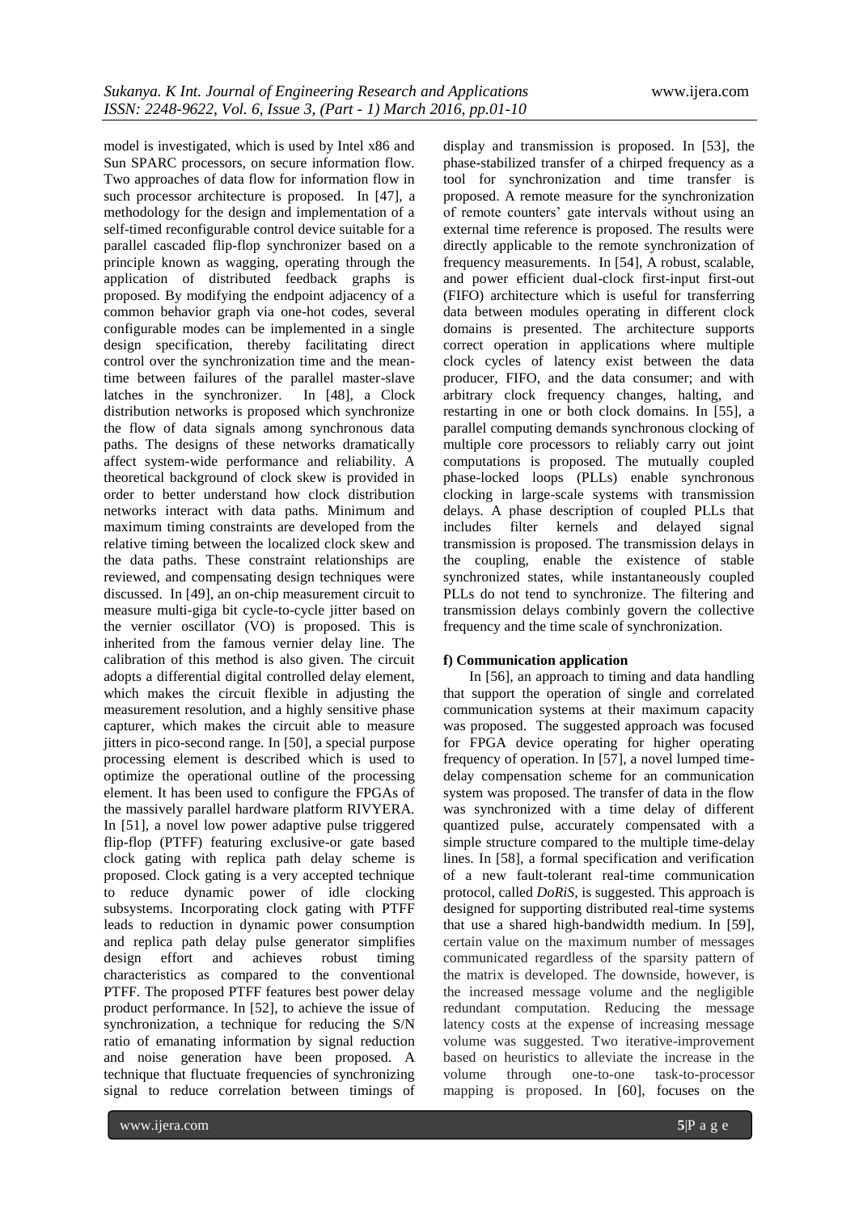model is investigated, which is used by Intel x86 and Sun SPARC processors, on secure information flow. Two approaches of data flow for information flow in such processor architecture is proposed. In [47], a methodology for the design and implementation of a self-timed reconfigurable control device suitable for a parallel cascaded flip-flop synchronizer based on a principle known as wagging, operating through the application of distributed feedback graphs is proposed. By modifying the endpoint adjacency of a common behavior graph via one-hot codes, several configurable modes can be implemented in a single design specification, thereby facilitating direct control over the synchronization time and the mean-time between failures of the parallel master-slave latches in the synchronizer. In [48], a Clock distribution networks is proposed which synchronize the flow of data signals among synchronous data paths. The designs of these networks dramatically affect system-wide performance and reliability. A theoretical background of clock skew is provided in order to better understand how clock distribution networks interact with data paths. Minimum and maximum timing constraints are developed from the relative timing between the localized clock skew and the data paths. These constraint relationships are reviewed, and compensating design techniques were discussed. In [49], an on-chip measurement circuit to measure multi-giga bit cycle-to-cycle jitter based on the vernier oscillator (VO) is proposed. This is inherited from the famous vernier delay line. The calibration of this method is also given. The circuit adopts a differential digital controlled delay element, which makes the circuit flexible in adjusting the measurement resolution, and a highly sensitive phase capturer, which makes the circuit able to measure jitters in pico-second range. In [50], a special purpose processing element is described which is used to optimize the operational outline of the processing element. It has been used to configure the FPGAs of the massively parallel hardware platform RIVYERA. In [51], a novel low power adaptive pulse triggered flip-flop (PTFF) featuring exclusive-or gate based clock gating with replica path delay scheme is proposed. Clock gating is a very accepted technique to reduce dynamic power of idle clocking subsystems. Incorporating clock gating with PTFF leads to reduction in dynamic power consumption and replica path delay pulse generator simplifies design effort and achieves robust timing characteristics as compared to the conventional PTFF. The proposed PTFF features best power delay product performance. In [52], to achieve the issue of synchronization, a technique for reducing the S/N ratio of emanating information by signal reduction and noise generation have been proposed. A technique that fluctuate frequencies of synchronizing signal to reduce correlation between timings of display and transmission is proposed. In [53], the phase-stabilized transfer of a chirped frequency as a tool for synchronization and time transfer is proposed. A remote measure for the synchronization of remote counters' gate intervals without using an external time reference is proposed. The results were directly applicable to the remote synchronization of frequency measurements. In [54], A robust, scalable, and power efficient dual-clock first-input first-out (FIFO) architecture which is useful for transferring data between modules operating in different clock domains is presented. The architecture supports correct operation in applications where multiple clock cycles of latency exist between the data producer, FIFO, and the data consumer; and with arbitrary clock frequency changes, halting, and restarting in one or both clock domains. In [55], a parallel computing demands synchronous clocking of multiple core processors to reliably carry out joint computations is proposed. The mutually coupled phase-locked loops (PLLs) enable synchronous clocking in large-scale systems with transmission delays. A phase description of coupled PLLs that includes filter kernels and delayed signal transmission is proposed. The transmission delays in the coupling, enable the existence of stable synchronized states, while instantaneously coupled PLLs do not tend to synchronize. The filtering and transmission delays combinly govern the collective frequency and the time scale of synchronization.

**f) Communication application**

In [56], an approach to timing and data handling that support the operation of single and correlated communication systems at their maximum capacity was proposed. The suggested approach was focused for FPGA device operating for higher operating frequency of operation. In [57], a novel lumped time-delay compensation scheme for an communication system was proposed. The transfer of data in the flow was synchronized with a time delay of different quantized pulse, accurately compensated with a simple structure compared to the multiple time-delay lines. In [58], a formal specification and verification of a new fault-tolerant real-time communication protocol, called *DoRiS*, is suggested. This approach is designed for supporting distributed real-time systems that use a shared high-bandwidth medium. In [59], certain value on the maximum number of messages communicated regardless of the sparsity pattern of the matrix is developed. The downside, however, is the increased message volume and the negligible redundant computation. Reducing the message latency costs at the expense of increasing message volume was suggested. Two iterative-improvement based on heuristics to alleviate the increase in the volume through one-to-one task-to-processor mapping is proposed. In [60], focuses on the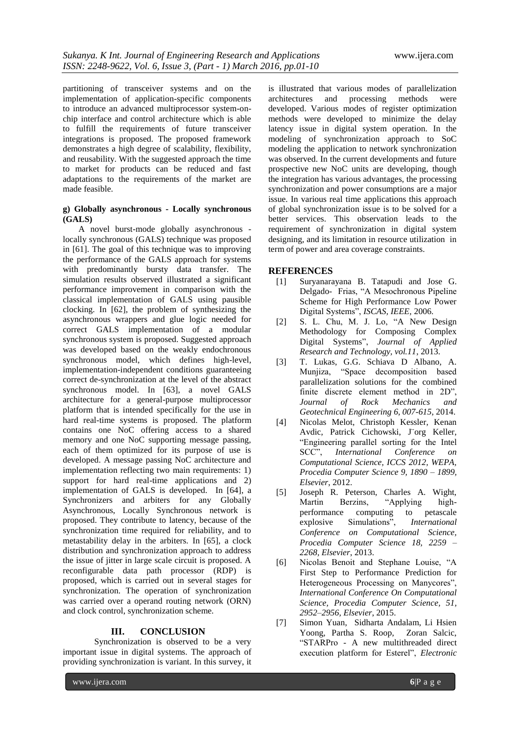partitioning of transceiver systems and on the implementation of application-specific components to introduce an advanced multiprocessor system-on-chip interface and control architecture which is able to fulfill the requirements of future transceiver integrations is proposed. The proposed framework demonstrates a high degree of scalability, flexibility, and reusability. With the suggested approach the time to market for products can be reduced and fast adaptations to the requirements of the market are made feasible.

**g) Globally asynchronous - Locally synchronous (GALS)**

A novel burst-mode globally asynchronous - locally synchronous (GALS) technique was proposed in [61]. The goal of this technique was to improving the performance of the GALS approach for systems with predominantly bursty data transfer. The simulation results observed illustrated a significant performance improvement in comparison with the classical implementation of GALS using pausible clocking. In [62], the problem of synthesizing the asynchronous wrappers and glue logic needed for correct GALS implementation of a modular synchronous system is proposed. Suggested approach was developed based on the weakly endochronous synchronous model, which defines high-level, implementation-independent conditions guaranteeing correct de-synchronization at the level of the abstract synchronous model. In [63], a novel GALS architecture for a general-purpose multiprocessor platform that is intended specifically for the use in hard real-time systems is proposed. The platform contains one NoC offering access to a shared memory and one NoC supporting message passing, each of them optimized for its purpose of use is developed. A message passing NoC architecture and implementation reflecting two main requirements: 1) support for hard real-time applications and 2) implementation of GALS is developed. In [64], a Synchronizers and arbiters for any Globally Asynchronous, Locally Synchronous network is proposed. They contribute to latency, because of the synchronization time required for reliability, and to metastability delay in the arbiters. In [65], a clock distribution and synchronization approach to address the issue of jitter in large scale circuit is proposed. A reconfigurable data path processor (RDP) is proposed, which is carried out in several stages for synchronization. The operation of synchronization was carried over a operand routing network (ORN) and clock control, synchronization scheme.

## III. CONCLUSION

Synchronization is observed to be a very important issue in digital systems. The approach of providing synchronization is variant. In this survey, it is illustrated that various modes of parallelization architectures and processing methods were developed. Various modes of register optimization methods were developed to minimize the delay latency issue in digital system operation. In the modeling of synchronization approach to SoC modeling the application to network synchronization was observed. In the current developments and future prospective new NoC units are developing, though the integration has various advantages, the processing synchronization and power consumptions are a major issue. In various real time applications this approach of global synchronization issue is to be solved for a better services. This observation leads to the requirement of synchronization in digital system designing, and its limitation in resource utilization in term of power and area coverage constraints.

## REFERENCES

[1] Suryanarayana B. Tatapudi and Jose G. Delgado- Frias, "A Mesochronous Pipeline Scheme for High Performance Low Power Digital Systems", *ISCAS, IEEE,* 2006.

[2] S. L. Chu, M. J. Lo, "A New Design Methodology for Composing Complex Digital Systems", *Journal of Applied Research and Technology, vol.11*, 2013.

[3] T. Lukas, G.G. Schiava D Albano, A. Munjiza, "Space decomposition based parallelization solutions for the combined finite discrete element method in 2D", *Journal of Rock Mechanics and Geotechnical Engineering 6, 007-615,* 2014.

[4] Nicolas Melot, Christoph Kessler, Kenan Avdic, Patrick Cichowski, J¨org Keller, "Engineering parallel sorting for the Intel SCC", *International Conference on Computational Science, ICCS 2012, WEPA, Procedia Computer Science 9, 1890 – 1899, Elsevier*, 2012.

[5] Joseph R. Peterson, Charles A. Wight, Martin Berzins, "Applying high-performance computing to petascale explosive Simulations", *International Conference on Computational Science, Procedia Computer Science 18, 2259 – 2268, Elsevier*, 2013.

[6] Nicolas Benoit and Stephane Louise, "A First Step to Performance Prediction for Heterogeneous Processing on Manycores", *International Conference On Computational Science, Procedia Computer Science, 51, 2952–2956, Elsevier*, 2015.

[7] Simon Yuan, Sidharta Andalam, Li Hsien Yoong, Partha S. Roop, Zoran Salcic, "STARPro - A new multithreaded direct execution platform for Esterel", *Electronic*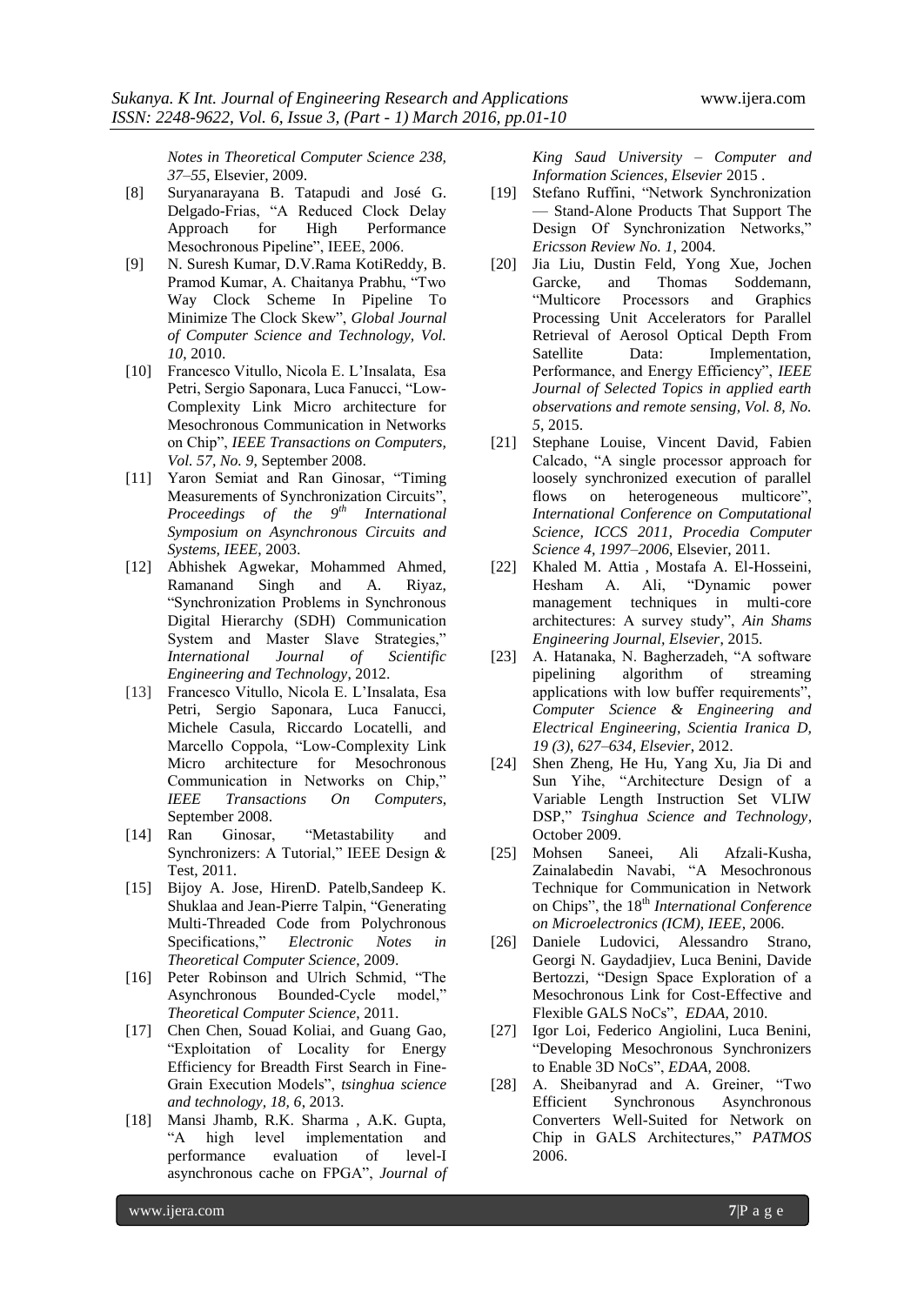*Notes in Theoretical Computer Science 238, 37–55*, Elsevier, 2009.

[8] Suryanarayana B. Tatapudi and José G. Delgado-Frias, "A Reduced Clock Delay Approach for High Performance Mesochronous Pipeline", IEEE, 2006.

[9] N. Suresh Kumar, D.V.Rama KotiReddy, B. Pramod Kumar, A. Chaitanya Prabhu, "Two Way Clock Scheme In Pipeline To Minimize The Clock Skew", *Global Journal of Computer Science and Technology, Vol. 10*, 2010.

[10] Francesco Vitullo, Nicola E. L'Insalata, Esa Petri, Sergio Saponara, Luca Fanucci, "Low-Complexity Link Micro architecture for Mesochronous Communication in Networks on Chip", *IEEE Transactions on Computers, Vol. 57, No. 9*, September 2008.

[11] Yaron Semiat and Ran Ginosar, "Timing Measurements of Synchronization Circuits", *Proceedings of the 9th International Symposium on Asynchronous Circuits and Systems, IEEE*, 2003.

[12] Abhishek Agwekar, Mohammed Ahmed, Ramanand Singh and A. Riyaz, "Synchronization Problems in Synchronous Digital Hierarchy (SDH) Communication System and Master Slave Strategies," *International Journal of Scientific Engineering and Technology*, 2012.

[13] Francesco Vitullo, Nicola E. L'Insalata, Esa Petri, Sergio Saponara, Luca Fanucci, Michele Casula, Riccardo Locatelli, and Marcello Coppola, "Low-Complexity Link Micro architecture for Mesochronous Communication in Networks on Chip," *IEEE Transactions On Computers*, September 2008.

[14] Ran Ginosar, "Metastability and Synchronizers: A Tutorial," IEEE Design & Test, 2011.

[15] Bijoy A. Jose, HirenD. Patelb,Sandeep K. Shuklaa and Jean-Pierre Talpin, "Generating Multi-Threaded Code from Polychronous Specifications," *Electronic Notes in Theoretical Computer Science*, 2009.

[16] Peter Robinson and Ulrich Schmid, "The Asynchronous Bounded-Cycle model," *Theoretical Computer Science*, 2011.

[17] Chen Chen, Souad Koliai, and Guang Gao, "Exploitation of Locality for Energy Efficiency for Breadth First Search in Fine-Grain Execution Models", *tsinghua science and technology, 18, 6*, 2013.

[18] Mansi Jhamb, R.K. Sharma , A.K. Gupta, "A high level implementation and performance evaluation of level-I asynchronous cache on FPGA", *Journal of King Saud University – Computer and Information Sciences, Elsevier* 2015 .

[19] Stefano Ruffini, "Network Synchronization — Stand-Alone Products That Support The Design Of Synchronization Networks," *Ericsson Review No. 1*, 2004.

[20] Jia Liu, Dustin Feld, Yong Xue, Jochen Garcke, and Thomas Soddemann, "Multicore Processors and Graphics Processing Unit Accelerators for Parallel Retrieval of Aerosol Optical Depth From Satellite Data: Implementation, Performance, and Energy Efficiency", *IEEE Journal of Selected Topics in applied earth observations and remote sensing, Vol. 8, No. 5*, 2015.

[21] Stephane Louise, Vincent David, Fabien Calcado, "A single processor approach for loosely synchronized execution of parallel flows on heterogeneous multicore", *International Conference on Computational Science, ICCS 2011, Procedia Computer Science 4, 1997–2006*, Elsevier, 2011.

[22] Khaled M. Attia , Mostafa A. El-Hosseini, Hesham A. Ali, "Dynamic power management techniques in multi-core architectures: A survey study", *Ain Shams Engineering Journal, Elsevier*, 2015.

[23] A. Hatanaka, N. Bagherzadeh, "A software pipelining algorithm of streaming applications with low buffer requirements", *Computer Science & Engineering and Electrical Engineering, Scientia Iranica D, 19 (3), 627–634, Elsevier*, 2012.

[24] Shen Zheng, He Hu, Yang Xu, Jia Di and Sun Yihe, "Architecture Design of a Variable Length Instruction Set VLIW DSP," *Tsinghua Science and Technology*, October 2009.

[25] Mohsen Saneei, Ali Afzali-Kusha, Zainalabedin Navabi, "A Mesochronous Technique for Communication in Network on Chips", the 18th *International Conference on Microelectronics (ICM), IEEE*, 2006.

[26] Daniele Ludovici, Alessandro Strano, Georgi N. Gaydadjiev, Luca Benini, Davide Bertozzi, "Design Space Exploration of a Mesochronous Link for Cost-Effective and Flexible GALS NoCs", *EDAA*, 2010.

[27] Igor Loi, Federico Angiolini, Luca Benini, "Developing Mesochronous Synchronizers to Enable 3D NoCs", *EDAA*, 2008.

[28] A. Sheibanyrad and A. Greiner, "Two Efficient Synchronous Asynchronous Converters Well-Suited for Network on Chip in GALS Architectures," *PATMOS* 2006.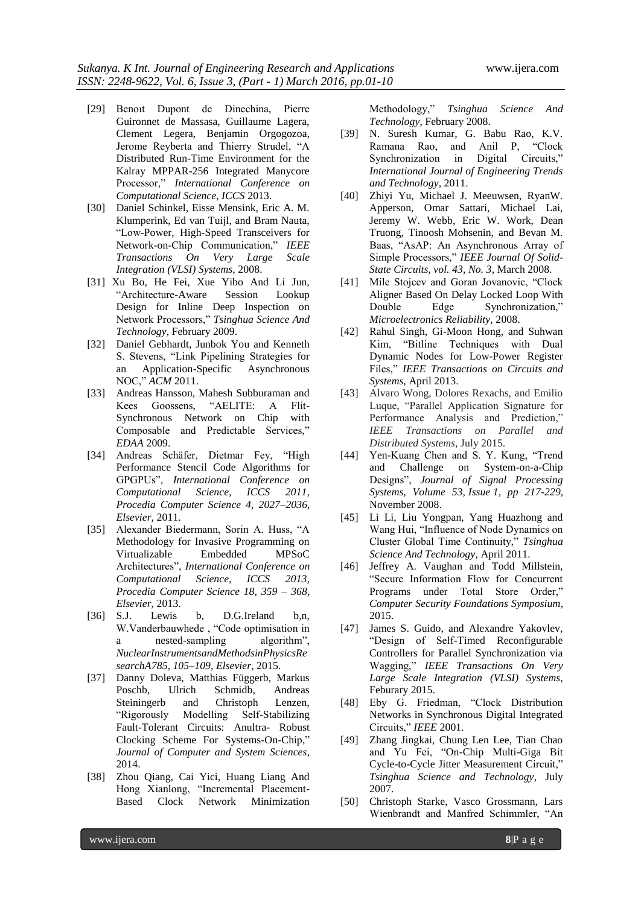[29] Benoıt Dupont de Dinechina, Pierre Guironnet de Massasa, Guillaume Lagera, Clement Legera, Benjamin Orgogozoa, Jerome Reyberta and Thierry Strudel, "A Distributed Run-Time Environment for the Kalray MPPAR-256 Integrated Manycore Processor," *International Conference on Computational Science, ICCS* 2013.

[30] Daniel Schinkel, Eisse Mensink, Eric A. M. Klumperink, Ed van Tuijl, and Bram Nauta, "Low-Power, High-Speed Transceivers for Network-on-Chip Communication," *IEEE Transactions On Very Large Scale Integration (VLSI) Systems*, 2008.

[31] Xu Bo, He Fei, Xue Yibo And Li Jun, "Architecture-Aware Session Lookup Design for Inline Deep Inspection on Network Processors," *Tsinghua Science And Technology*, February 2009.

[32] Daniel Gebhardt, Junbok You and Kenneth S. Stevens, "Link Pipelining Strategies for an Application-Specific Asynchronous NOC," *ACM* 2011.

[33] Andreas Hansson, Mahesh Subburaman and Kees Goossens, "AELITE: A Flit-Synchronous Network on Chip with Composable and Predictable Services," *EDAA* 2009.

[34] Andreas Schäfer, Dietmar Fey, "High Performance Stencil Code Algorithms for GPGPUs", *International Conference on Computational Science, ICCS 2011, Procedia Computer Science 4, 2027–2036, Elsevier*, 2011.

[35] Alexander Biedermann, Sorin A. Huss, "A Methodology for Invasive Programming on Virtualizable Embedded MPSoC Architectures", *International Conference on Computational Science, ICCS 2013, Procedia Computer Science 18, 359 – 368, Elsevier*, 2013.

[36] S.J. Lewis b, D.G.Ireland b,n, W.Vanderbauwhede , "Code optimisation in a nested-sampling algorithm", *NuclearInstrumentsandMethodsinPhysicsResearchA785, 105–109, Elsevier*, 2015.

[37] Danny Doleva, Matthias Függerb, Markus Poschb, Ulrich Schmidb, Andreas Steiningerb and Christoph Lenzen, "Rigorously Modelling Self-Stabilizing Fault-Tolerant Circuits: Anultra- Robust Clocking Scheme For Systems-On-Chip," *Journal of Computer and System Sciences*, 2014.

[38] Zhou Qiang, Cai Yici, Huang Liang And Hong Xianlong, "Incremental Placement-Based Clock Network Minimization Methodology," *Tsinghua Science And Technology*, February 2008.

[39] N. Suresh Kumar, G. Babu Rao, K.V. Ramana Rao, and Anil P, "Clock Synchronization in Digital Circuits," *International Journal of Engineering Trends and Technology*, 2011.

[40] Zhiyi Yu, Michael J. Meeuwsen, RyanW. Apperson, Omar Sattari, Michael Lai, Jeremy W. Webb, Eric W. Work, Dean Truong, Tinoosh Mohsenin, and Bevan M. Baas, "AsAP: An Asynchronous Array of Simple Processors," *IEEE Journal Of Solid-State Circuits, vol. 43, No. 3*, March 2008.

[41] Mile Stojcev and Goran Jovanovic, "Clock Aligner Based On Delay Locked Loop With Double Edge Synchronization," *Microelectronics Reliability*, 2008.

[42] Rahul Singh, Gi-Moon Hong, and Suhwan Kim, "Bitline Techniques with Dual Dynamic Nodes for Low-Power Register Files," *IEEE Transactions on Circuits and Systems*, April 2013.

[43] Alvaro Wong, Dolores Rexachs, and Emilio Luque, "Parallel Application Signature for Performance Analysis and Prediction," *IEEE Transactions on Parallel and Distributed Systems*, July 2015.

[44] Yen-Kuang Chen and S. Y. Kung, "Trend and Challenge on System-on-a-Chip Designs", *Journal of Signal Processing Systems, Volume 53, Issue 1, pp 217-229*, November 2008.

[45] Li Li, Liu Yongpan, Yang Huazhong and Wang Hui, "Influence of Node Dynamics on Cluster Global Time Continuity," *Tsinghua Science And Technology*, April 2011.

[46] Jeffrey A. Vaughan and Todd Millstein, "Secure Information Flow for Concurrent Programs under Total Store Order," *Computer Security Foundations Symposium*, 2015.

[47] James S. Guido, and Alexandre Yakovlev, "Design of Self-Timed Reconfigurable Controllers for Parallel Synchronization via Wagging," *IEEE Transactions On Very Large Scale Integration (VLSI) Systems*, Feburary 2015.

[48] Eby G. Friedman, "Clock Distribution Networks in Synchronous Digital Integrated Circuits," *IEEE* 2001.

[49] Zhang Jingkai, Chung Len Lee, Tian Chao and Yu Fei, "On-Chip Multi-Giga Bit Cycle-to-Cycle Jitter Measurement Circuit," *Tsinghua Science and Technology*, July 2007.

[50] Christoph Starke, Vasco Grossmann, Lars Wienbrandt and Manfred Schimmler, "An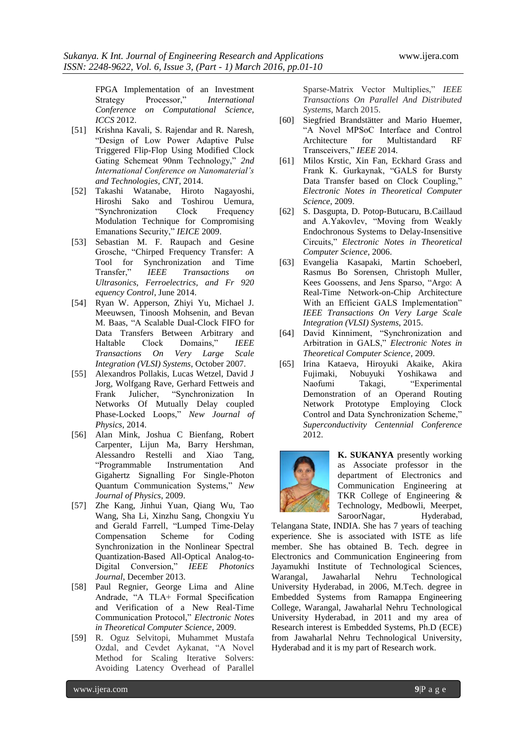FPGA Implementation of an Investment Strategy Processor," *International Conference on Computational Science, ICCS* 2012.

[51] Krishna Kavali, S. Rajendar and R. Naresh, "Design of Low Power Adaptive Pulse Triggered Flip-Flop Using Modified Clock Gating Schemeat 90nm Technology," *2nd International Conference on Nanomaterial's and Technologies, CNT*, 2014.

[52] Takashi Watanabe, Hiroto Nagayoshi, Hiroshi Sako and Toshirou Uemura, "Synchronization Clock Frequency Modulation Technique for Compromising Emanations Security," *IEICE* 2009.

[53] Sebastian M. F. Raupach and Gesine Grosche, "Chirped Frequency Transfer: A Tool for Synchronization and Time Transfer," *IEEE Transactions on Ultrasonics, Ferroelectrics, and Fr 920 equency Control*, June 2014.

[54] Ryan W. Apperson, Zhiyi Yu, Michael J. Meeuwsen, Tinoosh Mohsenin, and Bevan M. Baas, "A Scalable Dual-Clock FIFO for Data Transfers Between Arbitrary and Haltable Clock Domains," *IEEE Transactions On Very Large Scale Integration (VLSI) Systems*, October 2007.

[55] Alexandros Pollakis, Lucas Wetzel, David J Jorg, Wolfgang Rave, Gerhard Fettweis and Frank Julicher, "Synchronization In Networks Of Mutually Delay coupled Phase-Locked Loops," *New Journal of Physics*, 2014.

[56] Alan Mink, Joshua C Bienfang, Robert Carpenter, Lijun Ma, Barry Hershman, Alessandro Restelli and Xiao Tang, "Programmable Instrumentation And Gigahertz Signalling For Single-Photon Quantum Communication Systems," *New Journal of Physics*, 2009.

[57] Zhe Kang, Jinhui Yuan, Qiang Wu, Tao Wang, Sha Li, Xinzhu Sang, Chongxiu Yu and Gerald Farrell, "Lumped Time-Delay Compensation Scheme for Coding Synchronization in the Nonlinear Spectral Quantization-Based All-Optical Analog-to-Digital Conversion," *IEEE Photonics Journal*, December 2013.

[58] Paul Regnier, George Lima and Aline Andrade, "A TLA+ Formal Specification and Verification of a New Real-Time Communication Protocol," *Electronic Notes in Theoretical Computer Science*, 2009.

[59] R. Oguz Selvitopi, Muhammet Mustafa Ozdal, and Cevdet Aykanat, "A Novel Method for Scaling Iterative Solvers: Avoiding Latency Overhead of Parallel Sparse-Matrix Vector Multiplies," *IEEE Transactions On Parallel And Distributed Systems*, March 2015.

[60] Siegfried Brandstätter and Mario Huemer, "A Novel MPSoC Interface and Control Architecture for Multistandard RF Transceivers," *IEEE* 2014.

[61] Milos Krstic, Xin Fan, Eckhard Grass and Frank K. Gurkaynak, "GALS for Bursty Data Transfer based on Clock Coupling," *Electronic Notes in Theoretical Computer Science*, 2009.

[62] S. Dasgupta, D. Potop-Butucaru, B.Caillaud and A.Yakovlev, "Moving from Weakly Endochronous Systems to Delay-Insensitive Circuits," *Electronic Notes in Theoretical Computer Science*, 2006.

[63] Evangelia Kasapaki, Martin Schoeberl, Rasmus Bo Sorensen, Christoph Muller, Kees Goossens, and Jens Sparso, "Argo: A Real-Time Network-on-Chip Architecture With an Efficient GALS Implementation" *IEEE Transactions On Very Large Scale Integration (VLSI) Systems*, 2015.

[64] David Kinniment, "Synchronization and Arbitration in GALS," *Electronic Notes in Theoretical Computer Science*, 2009.

[65] Irina Kataeva, Hiroyuki Akaike, Akira Fujimaki, Nobuyuki Yoshikawa and Naofumi Takagi, "Experimental Demonstration of an Operand Routing Network Prototype Employing Clock Control and Data Synchronization Scheme," *Superconductivity Centennial Conference* 2012.

**K. SUKANYA** presently working as Associate professor in the department of Electronics and Communication Engineering at TKR College of Engineering & Technology, Medbowli, Meerpet, SaroorNagar, Hyderabad, Telangana State, INDIA. She has 7 years of teaching experience. She is associated with ISTE as life member. She has obtained B. Tech. degree in Electronics and Communication Engineering from Jayamukhi Institute of Technological Sciences, Warangal, Jawaharlal Nehru Technological University Hyderabad, in 2006, M.Tech. degree in Embedded Systems from Ramappa Engineering College, Warangal, Jawaharlal Nehru Technological University Hyderabad, in 2011 and my area of Research interest is Embedded Systems, Ph.D (ECE) from Jawaharlal Nehru Technological University, Hyderabad and it is my part of Research work.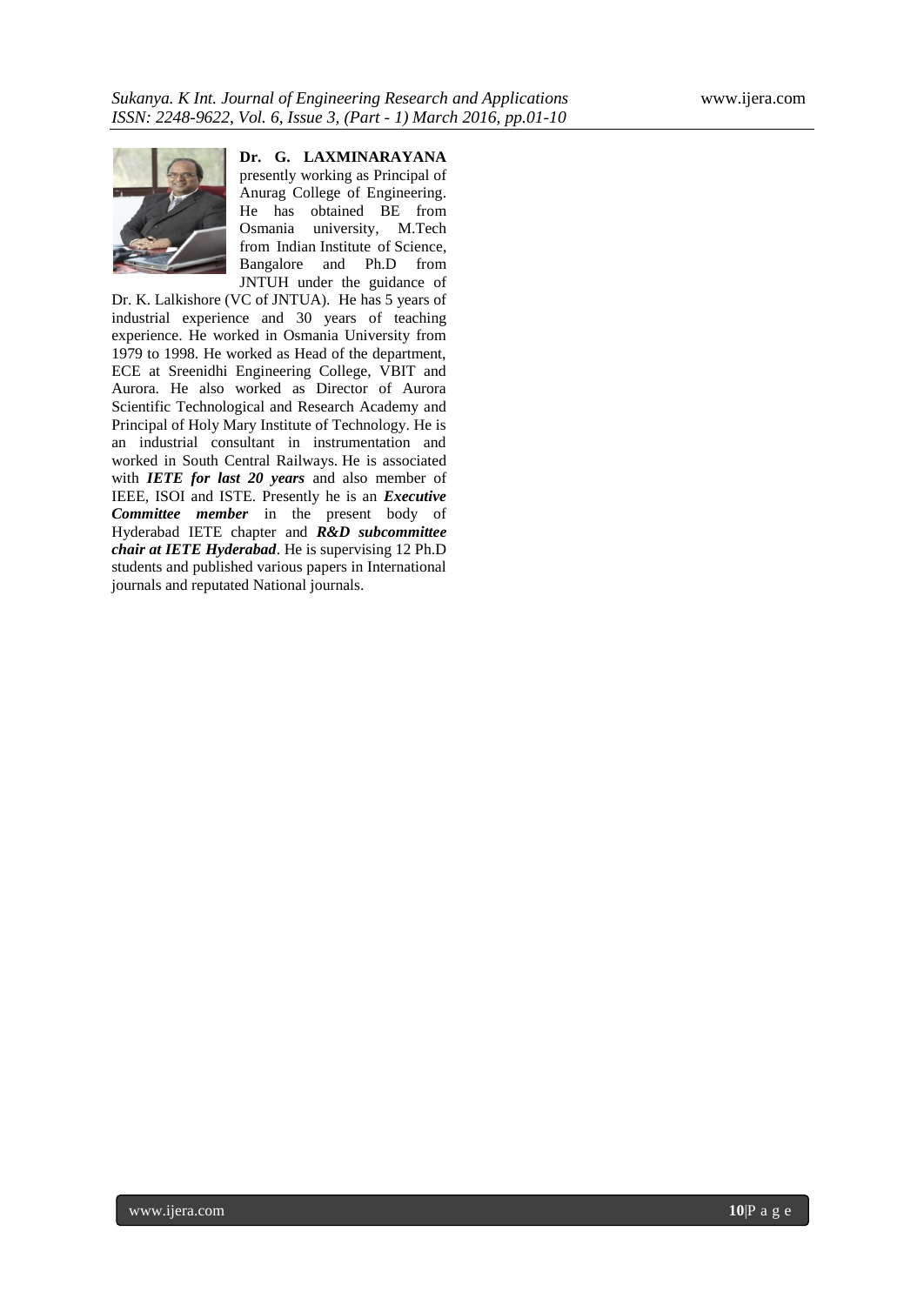**Dr. G. LAXMINARAYANA** presently working as Principal of Anurag College of Engineering. He has obtained BE from Osmania university, M.Tech from Indian Institute of Science, Bangalore and Ph.D from JNTUH under the guidance of Dr. K. Lalkishore (VC of JNTUA). He has 5 years of industrial experience and 30 years of teaching experience. He worked in Osmania University from 1979 to 1998. He worked as Head of the department, ECE at Sreenidhi Engineering College, VBIT and Aurora. He also worked as Director of Aurora Scientific Technological and Research Academy and Principal of Holy Mary Institute of Technology. He is an industrial consultant in instrumentation and worked in South Central Railways. He is associated with ***IETE for last 20 years*** and also member of IEEE, ISOI and ISTE. Presently he is an ***Executive Committee member*** in the present body of Hyderabad IETE chapter and ***R&D subcommittee chair at IETE Hyderabad***. He is supervising 12 Ph.D students and published various papers in International journals and reputated National journals.